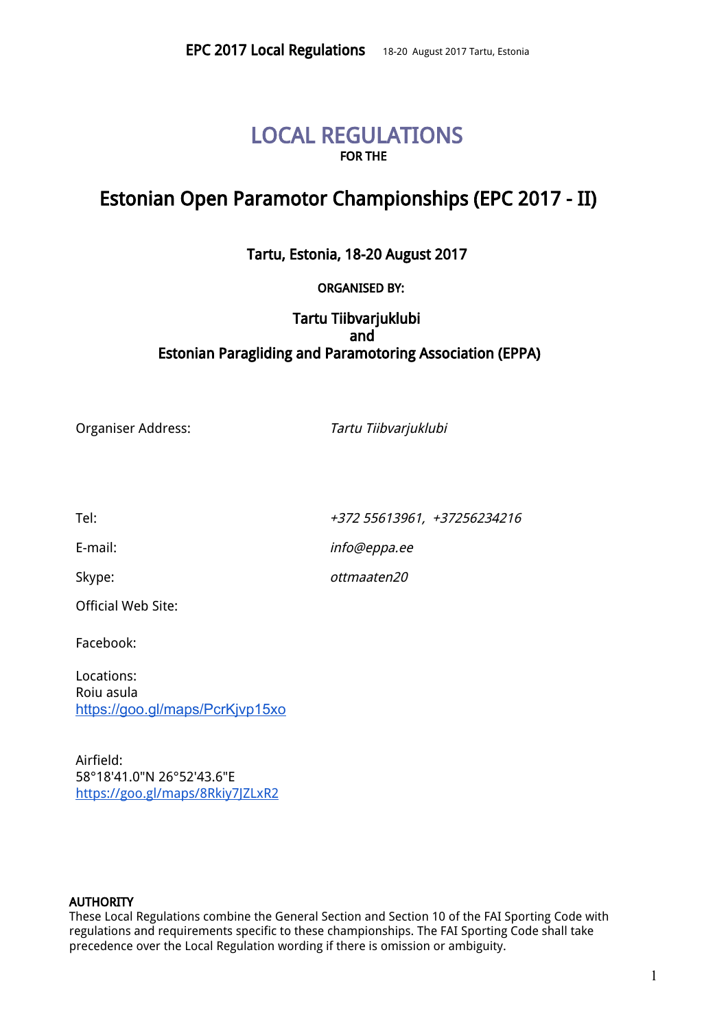# LOCAL REGULATIONS

**FOR THE**

## Estonian Open Paramotor Championships (EPC 2017 - II)

**Tartu, Estonia, 18-20 August 2017**

**ORGANISED BY:**

**Tartu Tiibvarjuklubi**
**and**
**Estonian Paragliding and Paramotoring Association (EPPA)**

Organiser Address: *Tartu Tiibvarjuklubi*

Tel: *+372 55613961, +37256234216*

E-mail: *info@eppa.ee*

Skype: *ottmaaten20*

Official Web Site:

Facebook:

Locations:
Roiu asula
https://goo.gl/maps/PcrKjvp15xo

Airfield:
58°18'41.0"N 26°52'43.6"E
https://goo.gl/maps/8Rkiy7JZLxR2

**AUTHORITY**
These Local Regulations combine the General Section and Section 10 of the FAI Sporting Code with regulations and requirements specific to these championships. The FAI Sporting Code shall take precedence over the Local Regulation wording if there is omission or ambiguity.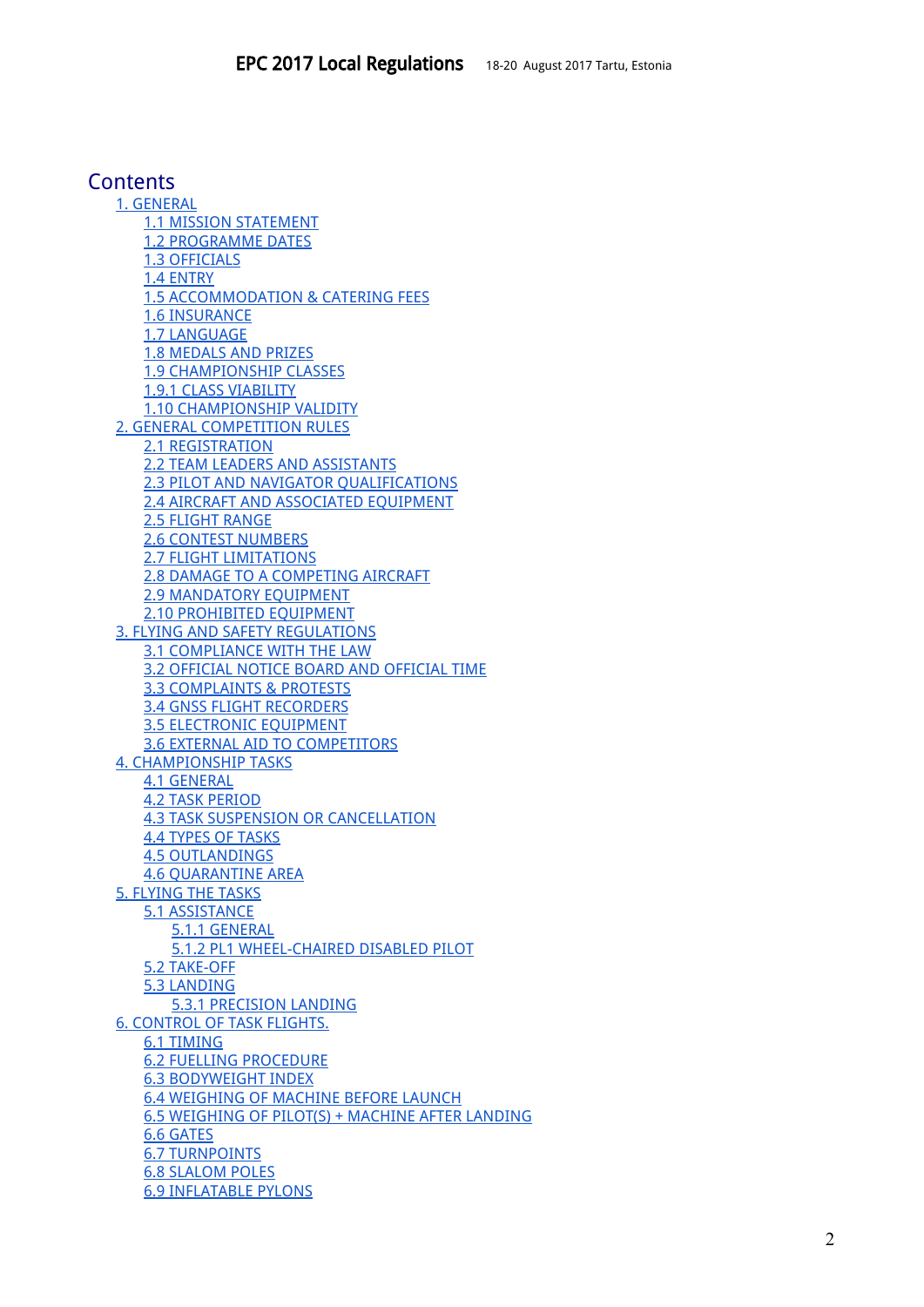# Contents

- 1. GENERAL
  - 1.1 MISSION STATEMENT
  - 1.2 PROGRAMME DATES
  - 1.3 OFFICIALS
  - 1.4 ENTRY
  - 1.5 ACCOMMODATION & CATERING FEES
  - 1.6 INSURANCE
  - 1.7 LANGUAGE
  - 1.8 MEDALS AND PRIZES
  - 1.9 CHAMPIONSHIP CLASSES
  - 1.9.1 CLASS VIABILITY
  - 1.10 CHAMPIONSHIP VALIDITY
- 2. GENERAL COMPETITION RULES
  - 2.1 REGISTRATION
  - 2.2 TEAM LEADERS AND ASSISTANTS
  - 2.3 PILOT AND NAVIGATOR QUALIFICATIONS
  - 2.4 AIRCRAFT AND ASSOCIATED EQUIPMENT
  - 2.5 FLIGHT RANGE
  - 2.6 CONTEST NUMBERS
  - 2.7 FLIGHT LIMITATIONS
  - 2.8 DAMAGE TO A COMPETING AIRCRAFT
  - 2.9 MANDATORY EQUIPMENT
  - 2.10 PROHIBITED EQUIPMENT
- 3. FLYING AND SAFETY REGULATIONS
  - 3.1 COMPLIANCE WITH THE LAW
  - 3.2 OFFICIAL NOTICE BOARD AND OFFICIAL TIME
  - 3.3 COMPLAINTS & PROTESTS
  - 3.4 GNSS FLIGHT RECORDERS
  - 3.5 ELECTRONIC EQUIPMENT
  - 3.6 EXTERNAL AID TO COMPETITORS
- 4. CHAMPIONSHIP TASKS
  - 4.1 GENERAL
  - 4.2 TASK PERIOD
  - 4.3 TASK SUSPENSION OR CANCELLATION
  - 4.4 TYPES OF TASKS
  - 4.5 OUTLANDINGS
  - 4.6 QUARANTINE AREA
- 5. FLYING THE TASKS
  - 5.1 ASSISTANCE
    - 5.1.1 GENERAL
    - 5.1.2 PL1 WHEEL-CHAIRED DISABLED PILOT
  - 5.2 TAKE-OFF
  - 5.3 LANDING
    - 5.3.1 PRECISION LANDING
- 6. CONTROL OF TASK FLIGHTS.
  - 6.1 TIMING
  - 6.2 FUELLING PROCEDURE
  - 6.3 BODYWEIGHT INDEX
  - 6.4 WEIGHING OF MACHINE BEFORE LAUNCH
  - 6.5 WEIGHING OF PILOT(S) + MACHINE AFTER LANDING
  - 6.6 GATES
  - 6.7 TURNPOINTS
  - 6.8 SLALOM POLES
  - 6.9 INFLATABLE PYLONS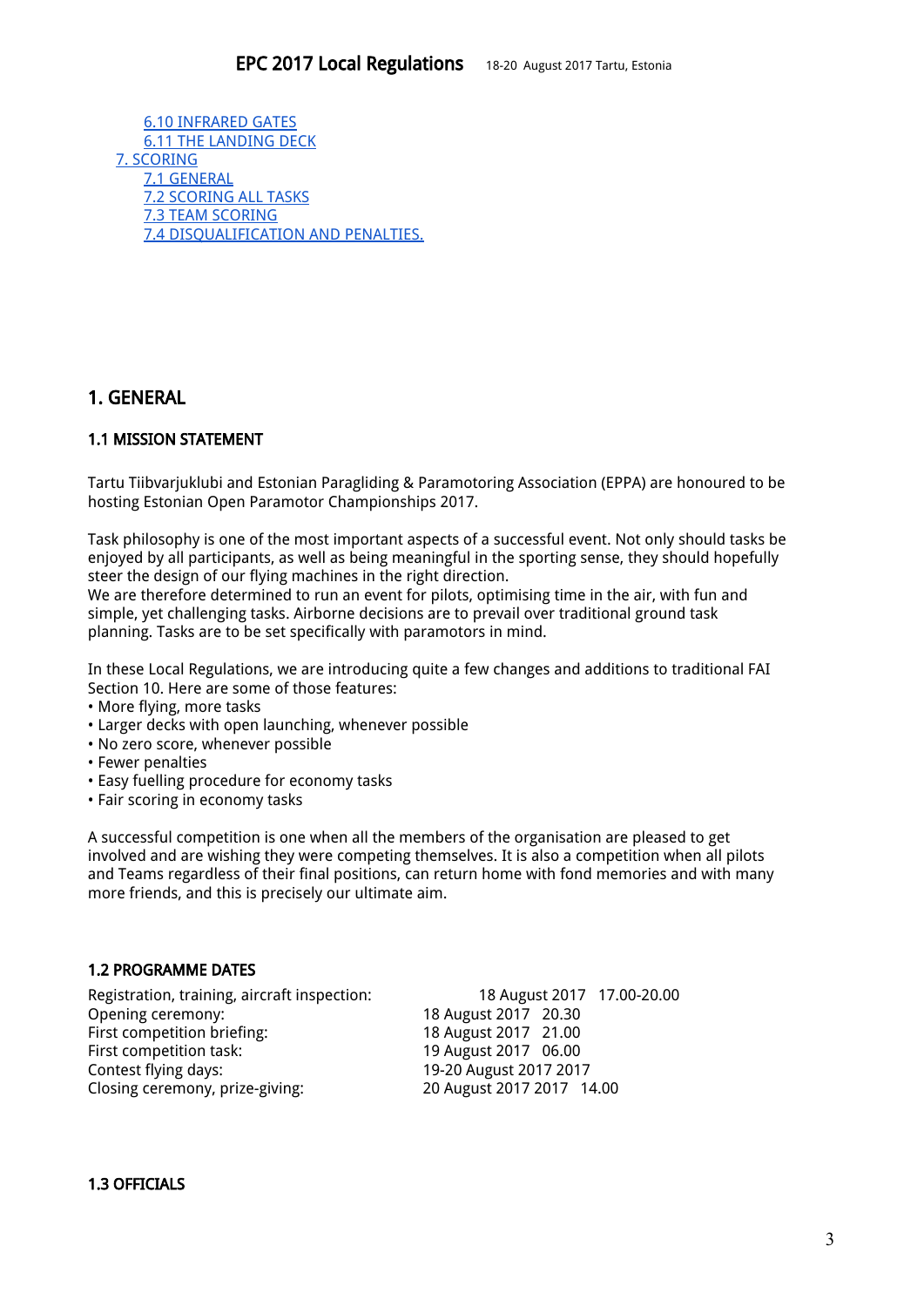[6.10 INFRARED GATES]
[6.11 THE LANDING DECK]
[7. SCORING]
[7.1 GENERAL]
[7.2 SCORING ALL TASKS]
[7.3 TEAM SCORING]
[7.4 DISQUALIFICATION AND PENALTIES.]

# 1. GENERAL

## 1.1 MISSION STATEMENT

Tartu Tiibvarjuklubi and Estonian Paragliding & Paramotoring Association (EPPA) are honoured to be hosting Estonian Open Paramotor Championships 2017.

Task philosophy is one of the most important aspects of a successful event. Not only should tasks be enjoyed by all participants, as well as being meaningful in the sporting sense, they should hopefully steer the design of our flying machines in the right direction.
We are therefore determined to run an event for pilots, optimising time in the air, with fun and simple, yet challenging tasks. Airborne decisions are to prevail over traditional ground task planning. Tasks are to be set specifically with paramotors in mind.

In these Local Regulations, we are introducing quite a few changes and additions to traditional FAI Section 10. Here are some of those features:

- More flying, more tasks
- Larger decks with open launching, whenever possible
- No zero score, whenever possible
- Fewer penalties
- Easy fuelling procedure for economy tasks
- Fair scoring in economy tasks

A successful competition is one when all the members of the organisation are pleased to get involved and are wishing they were competing themselves. It is also a competition when all pilots and Teams regardless of their final positions, can return home with fond memories and with many more friends, and this is precisely our ultimate aim.

## 1.2 PROGRAMME DATES

| | |
|---|---|
| Registration, training, aircraft inspection: | 18 August 2017 17.00-20.00 |
| Opening ceremony: | 18 August 2017 20.30 |
| First competition briefing: | 18 August 2017 21.00 |
| First competition task: | 19 August 2017 06.00 |
| Contest flying days: | 19-20 August 2017 2017 |
| Closing ceremony, prize-giving: | 20 August 2017 2017 14.00 |

## 1.3 OFFICIALS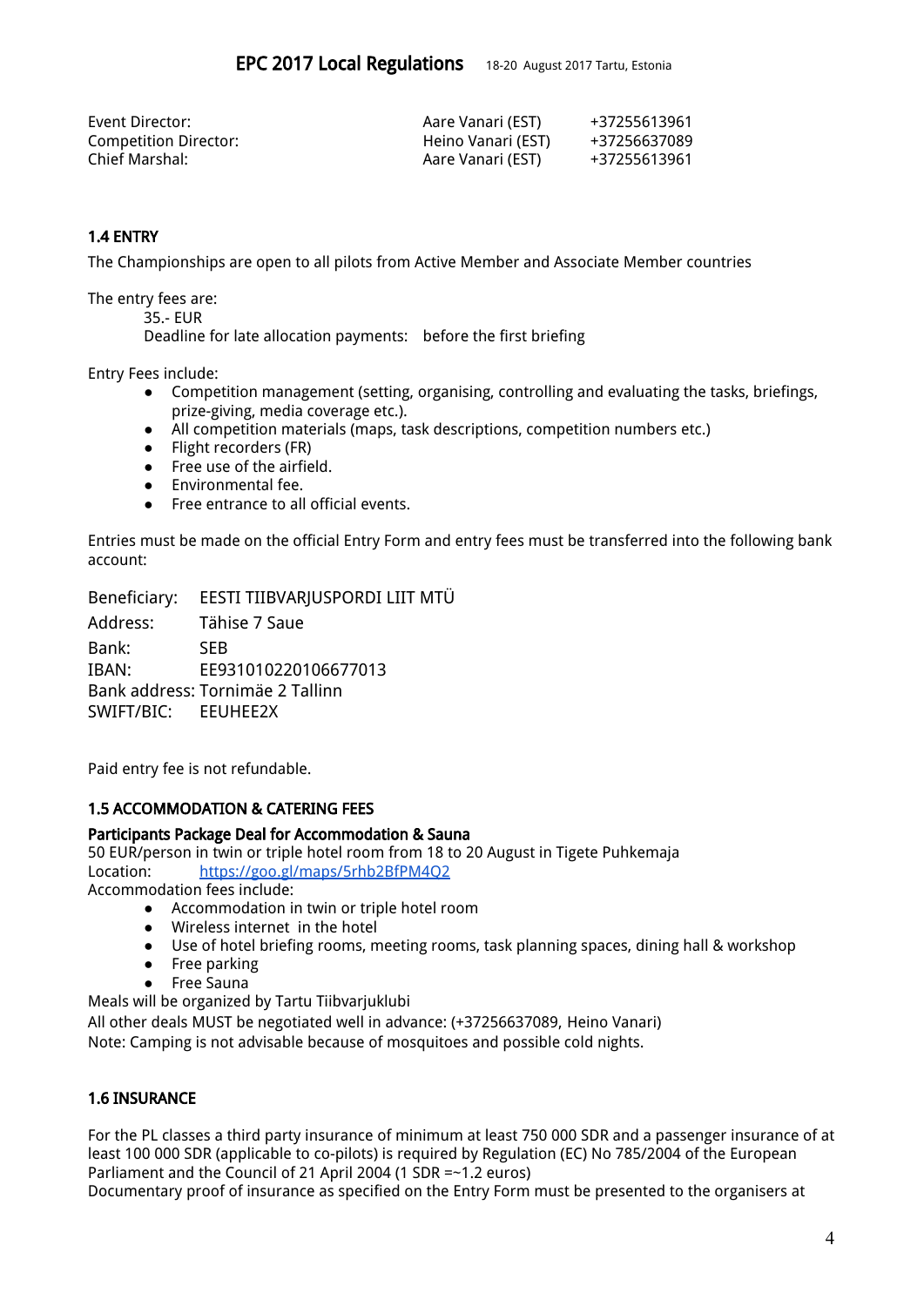| | | |
|---|---|---|
| Event Director: | Aare Vanari (EST) | +37255613961 |
| Competition Director: | Heino Vanari (EST) | +37256637089 |
| Chief Marshal: | Aare Vanari (EST) | +37255613961 |

### 1.4 ENTRY

The Championships are open to all pilots from Active Member and Associate Member countries

The entry fees are:

35.- EUR
Deadline for late allocation payments: before the first briefing

Entry Fees include:

- Competition management (setting, organising, controlling and evaluating the tasks, briefings, prize-giving, media coverage etc.).
- All competition materials (maps, task descriptions, competition numbers etc.)
- Flight recorders (FR)
- Free use of the airfield.
- Environmental fee.
- Free entrance to all official events.

Entries must be made on the official Entry Form and entry fees must be transferred into the following bank account:

Beneficiary: EESTI TIIBVARJUSPORDI LIIT MTÜ
Address: Tähise 7 Saue
Bank: SEB
IBAN: EE931010220106677013
Bank address: Tornimäe 2 Tallinn
SWIFT/BIC: EEUHEE2X

Paid entry fee is not refundable.

### 1.5 ACCOMMODATION & CATERING FEES

**Participants Package Deal for Accommodation & Sauna**

50 EUR/person in twin or triple hotel room from 18 to 20 August in Tigete Puhkemaja
Location: [https://goo.gl/maps/5rhb2BfPM4Q2](https://goo.gl/maps/5rhb2BfPM4Q2)
Accommodation fees include:

- Accommodation in twin or triple hotel room
- Wireless internet in the hotel
- Use of hotel briefing rooms, meeting rooms, task planning spaces, dining hall & workshop
- Free parking
- Free Sauna

Meals will be organized by Tartu Tiibvarjuklubi
All other deals MUST be negotiated well in advance: (+37256637089, Heino Vanari)
Note: Camping is not advisable because of mosquitoes and possible cold nights.

### 1.6 INSURANCE

For the PL classes a third party insurance of minimum at least 750 000 SDR and a passenger insurance of at least 100 000 SDR (applicable to co-pilots) is required by Regulation (EC) No 785/2004 of the European Parliament and the Council of 21 April 2004 (1 SDR =~1.2 euros)
Documentary proof of insurance as specified on the Entry Form must be presented to the organisers at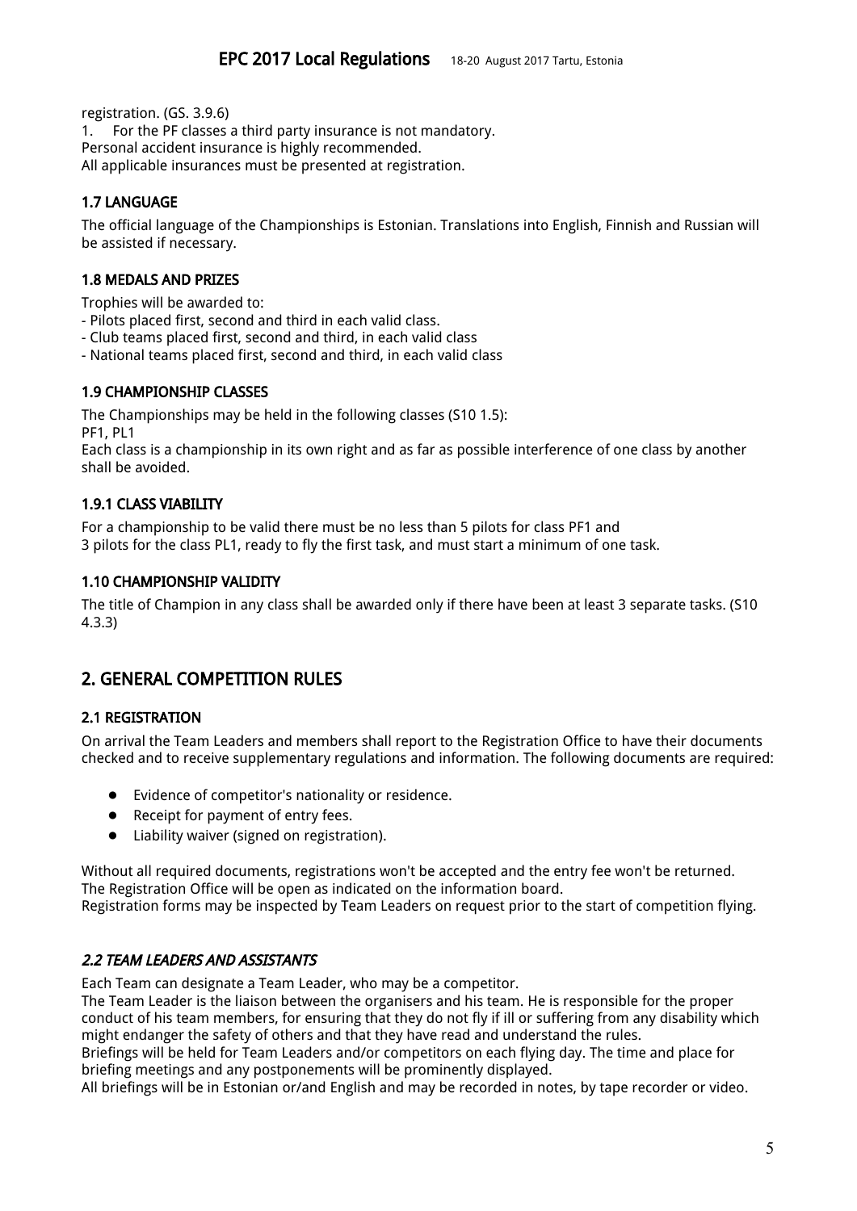registration. (GS. 3.9.6)

1. For the PF classes a third party insurance is not mandatory.

Personal accident insurance is highly recommended.
All applicable insurances must be presented at registration.

### 1.7 LANGUAGE

The official language of the Championships is Estonian. Translations into English, Finnish and Russian will be assisted if necessary.

### 1.8 MEDALS AND PRIZES

Trophies will be awarded to:
- Pilots placed first, second and third in each valid class.
- Club teams placed first, second and third, in each valid class
- National teams placed first, second and third, in each valid class

### 1.9 CHAMPIONSHIP CLASSES

The Championships may be held in the following classes (S10 1.5):
PF1, PL1
Each class is a championship in its own right and as far as possible interference of one class by another shall be avoided.

### 1.9.1 CLASS VIABILITY

For a championship to be valid there must be no less than 5 pilots for class PF1 and
3 pilots for the class PL1, ready to fly the first task, and must start a minimum of one task.

### 1.10 CHAMPIONSHIP VALIDITY

The title of Champion in any class shall be awarded only if there have been at least 3 separate tasks. (S10 4.3.3)

## 2. GENERAL COMPETITION RULES

### 2.1 REGISTRATION

On arrival the Team Leaders and members shall report to the Registration Office to have their documents checked and to receive supplementary regulations and information. The following documents are required:

- Evidence of competitor's nationality or residence.
- Receipt for payment of entry fees.
- Liability waiver (signed on registration).

Without all required documents, registrations won't be accepted and the entry fee won't be returned.
The Registration Office will be open as indicated on the information board.
Registration forms may be inspected by Team Leaders on request prior to the start of competition flying.

### *2.2 TEAM LEADERS AND ASSISTANTS*

Each Team can designate a Team Leader, who may be a competitor.
The Team Leader is the liaison between the organisers and his team. He is responsible for the proper conduct of his team members, for ensuring that they do not fly if ill or suffering from any disability which might endanger the safety of others and that they have read and understand the rules.
Briefings will be held for Team Leaders and/or competitors on each flying day. The time and place for briefing meetings and any postponements will be prominently displayed.
All briefings will be in Estonian or/and English and may be recorded in notes, by tape recorder or video.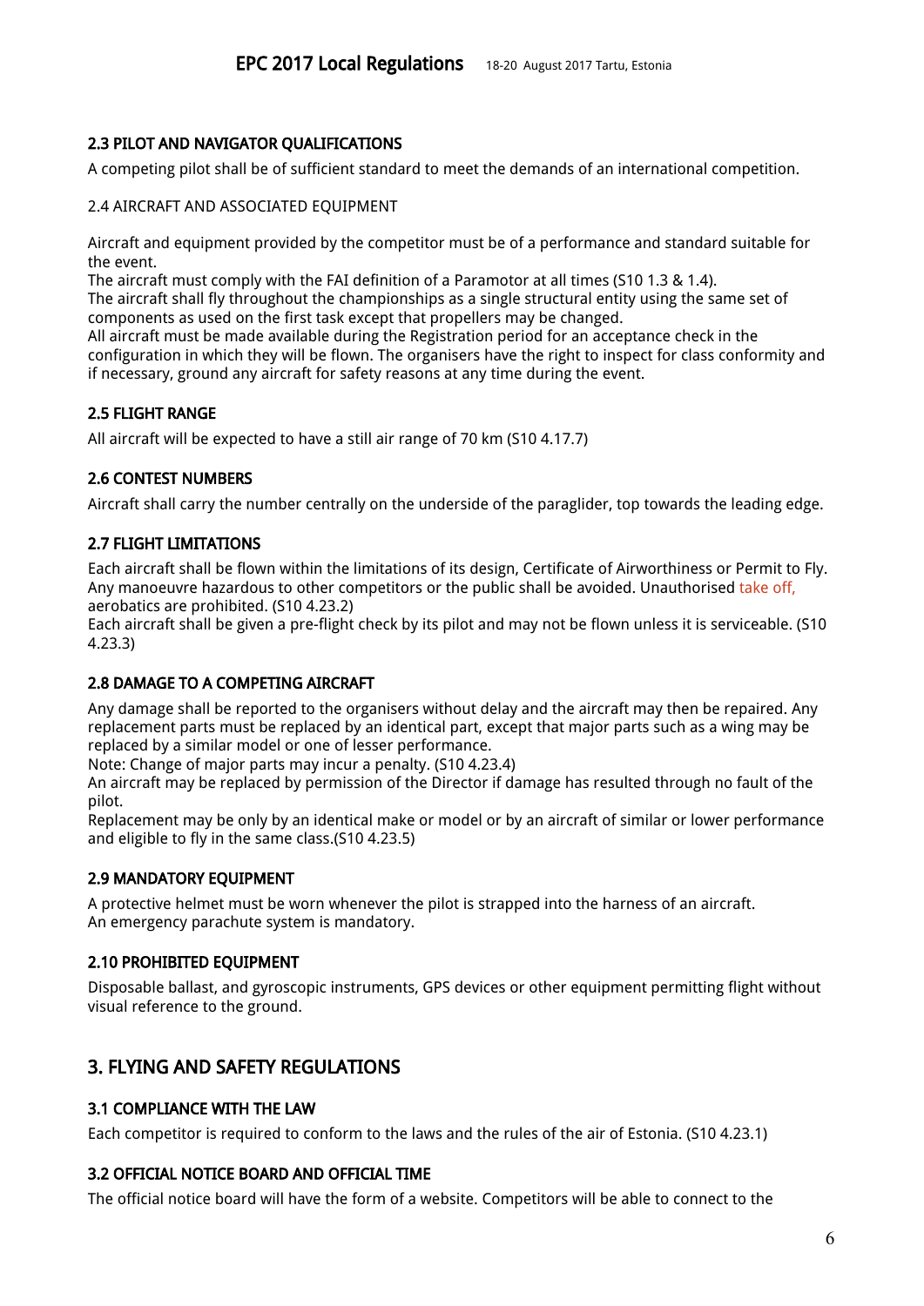### 2.3 PILOT AND NAVIGATOR QUALIFICATIONS

A competing pilot shall be of sufficient standard to meet the demands of an international competition.

2.4 AIRCRAFT AND ASSOCIATED EQUIPMENT

Aircraft and equipment provided by the competitor must be of a performance and standard suitable for the event.
The aircraft must comply with the FAI definition of a Paramotor at all times (S10 1.3 & 1.4).
The aircraft shall fly throughout the championships as a single structural entity using the same set of components as used on the first task except that propellers may be changed.
All aircraft must be made available during the Registration period for an acceptance check in the configuration in which they will be flown. The organisers have the right to inspect for class conformity and if necessary, ground any aircraft for safety reasons at any time during the event.

### 2.5 FLIGHT RANGE

All aircraft will be expected to have a still air range of 70 km (S10 4.17.7)

### 2.6 CONTEST NUMBERS

Aircraft shall carry the number centrally on the underside of the paraglider, top towards the leading edge.

### 2.7 FLIGHT LIMITATIONS

Each aircraft shall be flown within the limitations of its design, Certificate of Airworthiness or Permit to Fly. Any manoeuvre hazardous to other competitors or the public shall be avoided. Unauthorised take off, aerobatics are prohibited. (S10 4.23.2)
Each aircraft shall be given a pre-flight check by its pilot and may not be flown unless it is serviceable. (S10 4.23.3)

### 2.8 DAMAGE TO A COMPETING AIRCRAFT

Any damage shall be reported to the organisers without delay and the aircraft may then be repaired. Any replacement parts must be replaced by an identical part, except that major parts such as a wing may be replaced by a similar model or one of lesser performance.
Note: Change of major parts may incur a penalty. (S10 4.23.4)
An aircraft may be replaced by permission of the Director if damage has resulted through no fault of the pilot.
Replacement may be only by an identical make or model or by an aircraft of similar or lower performance and eligible to fly in the same class.(S10 4.23.5)

### 2.9 MANDATORY EQUIPMENT

A protective helmet must be worn whenever the pilot is strapped into the harness of an aircraft.
An emergency parachute system is mandatory.

### 2.10 PROHIBITED EQUIPMENT

Disposable ballast, and gyroscopic instruments, GPS devices or other equipment permitting flight without visual reference to the ground.

## 3. FLYING AND SAFETY REGULATIONS

### 3.1 COMPLIANCE WITH THE LAW

Each competitor is required to conform to the laws and the rules of the air of Estonia. (S10 4.23.1)

### 3.2 OFFICIAL NOTICE BOARD AND OFFICIAL TIME

The official notice board will have the form of a website. Competitors will be able to connect to the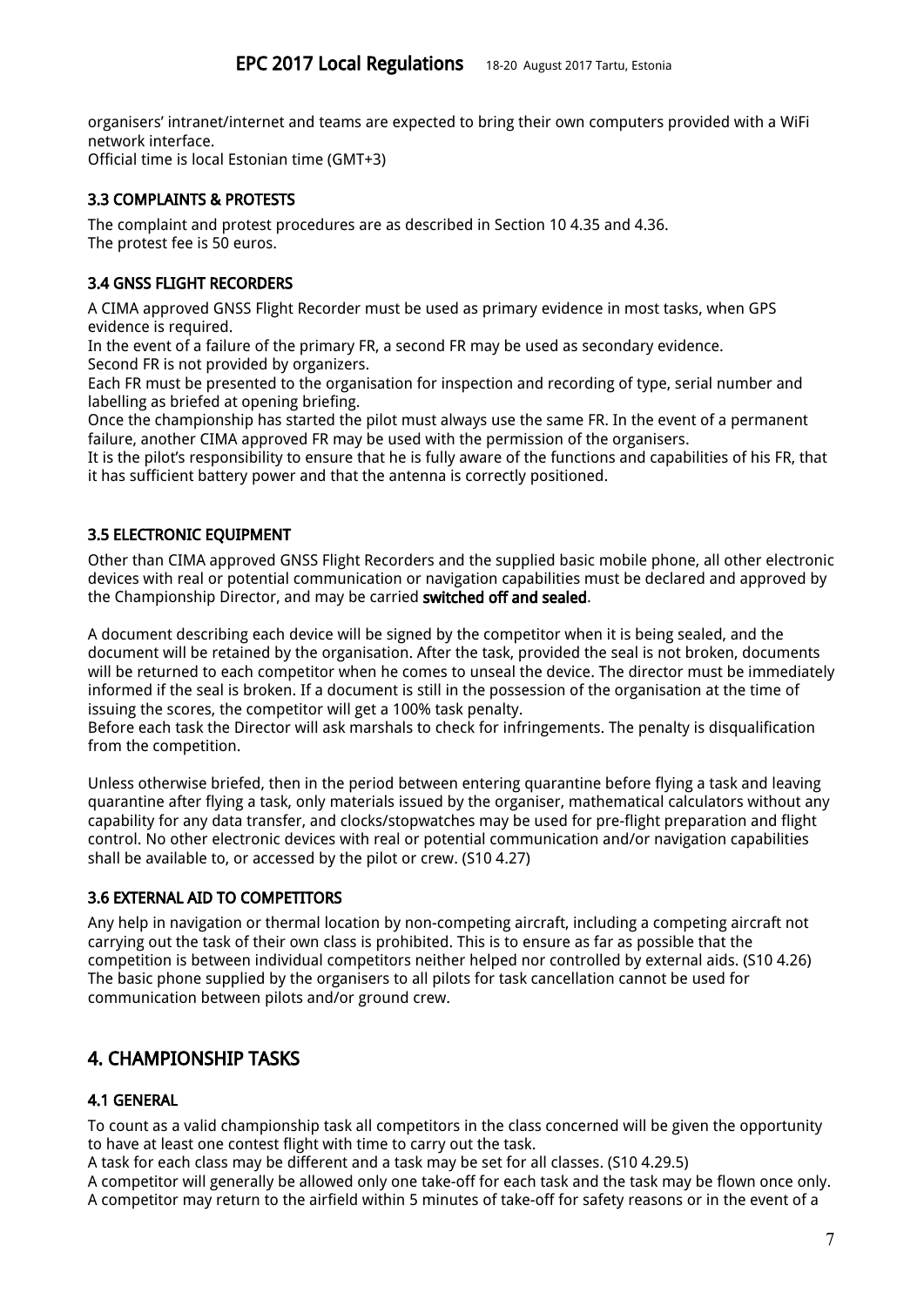organisers' intranet/internet and teams are expected to bring their own computers provided with a WiFi network interface.
Official time is local Estonian time (GMT+3)

### 3.3 COMPLAINTS & PROTESTS

The complaint and protest procedures are as described in Section 10 4.35 and 4.36.
The protest fee is 50 euros.

### 3.4 GNSS FLIGHT RECORDERS

A CIMA approved GNSS Flight Recorder must be used as primary evidence in most tasks, when GPS evidence is required.
In the event of a failure of the primary FR, a second FR may be used as secondary evidence.
Second FR is not provided by organizers.
Each FR must be presented to the organisation for inspection and recording of type, serial number and labelling as briefed at opening briefing.
Once the championship has started the pilot must always use the same FR. In the event of a permanent failure, another CIMA approved FR may be used with the permission of the organisers.
It is the pilot's responsibility to ensure that he is fully aware of the functions and capabilities of his FR, that it has sufficient battery power and that the antenna is correctly positioned.

### 3.5 ELECTRONIC EQUIPMENT

Other than CIMA approved GNSS Flight Recorders and the supplied basic mobile phone, all other electronic devices with real or potential communication or navigation capabilities must be declared and approved by the Championship Director, and may be carried **switched off and sealed**.

A document describing each device will be signed by the competitor when it is being sealed, and the document will be retained by the organisation. After the task, provided the seal is not broken, documents will be returned to each competitor when he comes to unseal the device. The director must be immediately informed if the seal is broken. If a document is still in the possession of the organisation at the time of issuing the scores, the competitor will get a 100% task penalty.
Before each task the Director will ask marshals to check for infringements. The penalty is disqualification from the competition.

Unless otherwise briefed, then in the period between entering quarantine before flying a task and leaving quarantine after flying a task, only materials issued by the organiser, mathematical calculators without any capability for any data transfer, and clocks/stopwatches may be used for pre-flight preparation and flight control. No other electronic devices with real or potential communication and/or navigation capabilities shall be available to, or accessed by the pilot or crew. (S10 4.27)

### 3.6 EXTERNAL AID TO COMPETITORS

Any help in navigation or thermal location by non-competing aircraft, including a competing aircraft not carrying out the task of their own class is prohibited. This is to ensure as far as possible that the competition is between individual competitors neither helped nor controlled by external aids. (S10 4.26)
The basic phone supplied by the organisers to all pilots for task cancellation cannot be used for communication between pilots and/or ground crew.

## 4. CHAMPIONSHIP TASKS

### 4.1 GENERAL

To count as a valid championship task all competitors in the class concerned will be given the opportunity to have at least one contest flight with time to carry out the task.
A task for each class may be different and a task may be set for all classes. (S10 4.29.5)
A competitor will generally be allowed only one take-off for each task and the task may be flown once only.
A competitor may return to the airfield within 5 minutes of take-off for safety reasons or in the event of a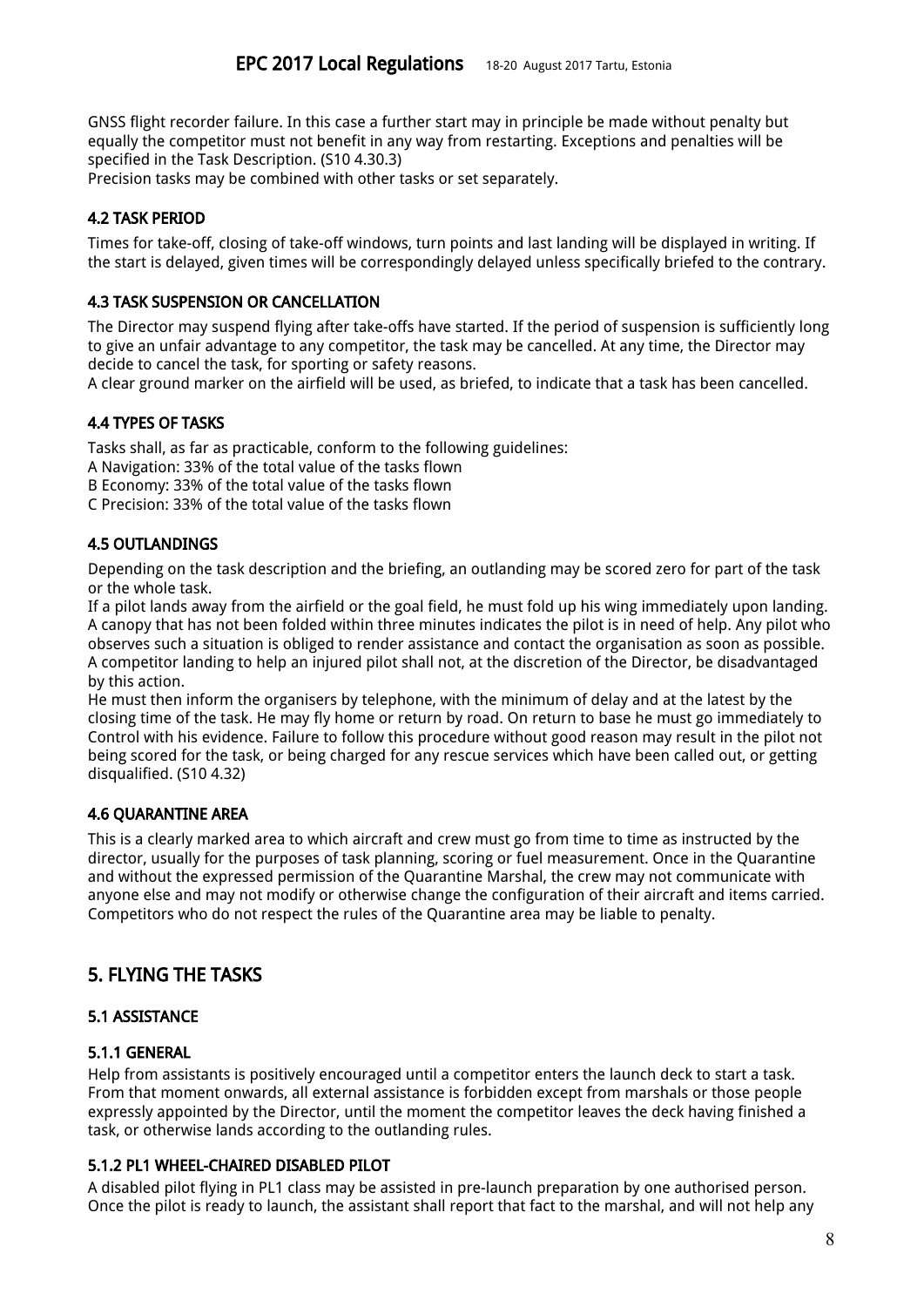GNSS flight recorder failure. In this case a further start may in principle be made without penalty but equally the competitor must not benefit in any way from restarting. Exceptions and penalties will be specified in the Task Description. (S10 4.30.3)
Precision tasks may be combined with other tasks or set separately.

### 4.2 TASK PERIOD

Times for take-off, closing of take-off windows, turn points and last landing will be displayed in writing. If the start is delayed, given times will be correspondingly delayed unless specifically briefed to the contrary.

### 4.3 TASK SUSPENSION OR CANCELLATION

The Director may suspend flying after take-offs have started. If the period of suspension is sufficiently long to give an unfair advantage to any competitor, the task may be cancelled. At any time, the Director may decide to cancel the task, for sporting or safety reasons.
A clear ground marker on the airfield will be used, as briefed, to indicate that a task has been cancelled.

### 4.4 TYPES OF TASKS

Tasks shall, as far as practicable, conform to the following guidelines:
A Navigation: 33% of the total value of the tasks flown
B Economy: 33% of the total value of the tasks flown
C Precision: 33% of the total value of the tasks flown

### 4.5 OUTLANDINGS

Depending on the task description and the briefing, an outlanding may be scored zero for part of the task or the whole task.
If a pilot lands away from the airfield or the goal field, he must fold up his wing immediately upon landing. A canopy that has not been folded within three minutes indicates the pilot is in need of help. Any pilot who observes such a situation is obliged to render assistance and contact the organisation as soon as possible. A competitor landing to help an injured pilot shall not, at the discretion of the Director, be disadvantaged by this action.
He must then inform the organisers by telephone, with the minimum of delay and at the latest by the closing time of the task. He may fly home or return by road. On return to base he must go immediately to Control with his evidence. Failure to follow this procedure without good reason may result in the pilot not being scored for the task, or being charged for any rescue services which have been called out, or getting disqualified. (S10 4.32)

### 4.6 QUARANTINE AREA

This is a clearly marked area to which aircraft and crew must go from time to time as instructed by the director, usually for the purposes of task planning, scoring or fuel measurement. Once in the Quarantine and without the expressed permission of the Quarantine Marshal, the crew may not communicate with anyone else and may not modify or otherwise change the configuration of their aircraft and items carried. Competitors who do not respect the rules of the Quarantine area may be liable to penalty.

## 5. FLYING THE TASKS

### 5.1 ASSISTANCE

#### 5.1.1 GENERAL

Help from assistants is positively encouraged until a competitor enters the launch deck to start a task. From that moment onwards, all external assistance is forbidden except from marshals or those people expressly appointed by the Director, until the moment the competitor leaves the deck having finished a task, or otherwise lands according to the outlanding rules.

#### 5.1.2 PL1 WHEEL-CHAIRED DISABLED PILOT

A disabled pilot flying in PL1 class may be assisted in pre-launch preparation by one authorised person. Once the pilot is ready to launch, the assistant shall report that fact to the marshal, and will not help any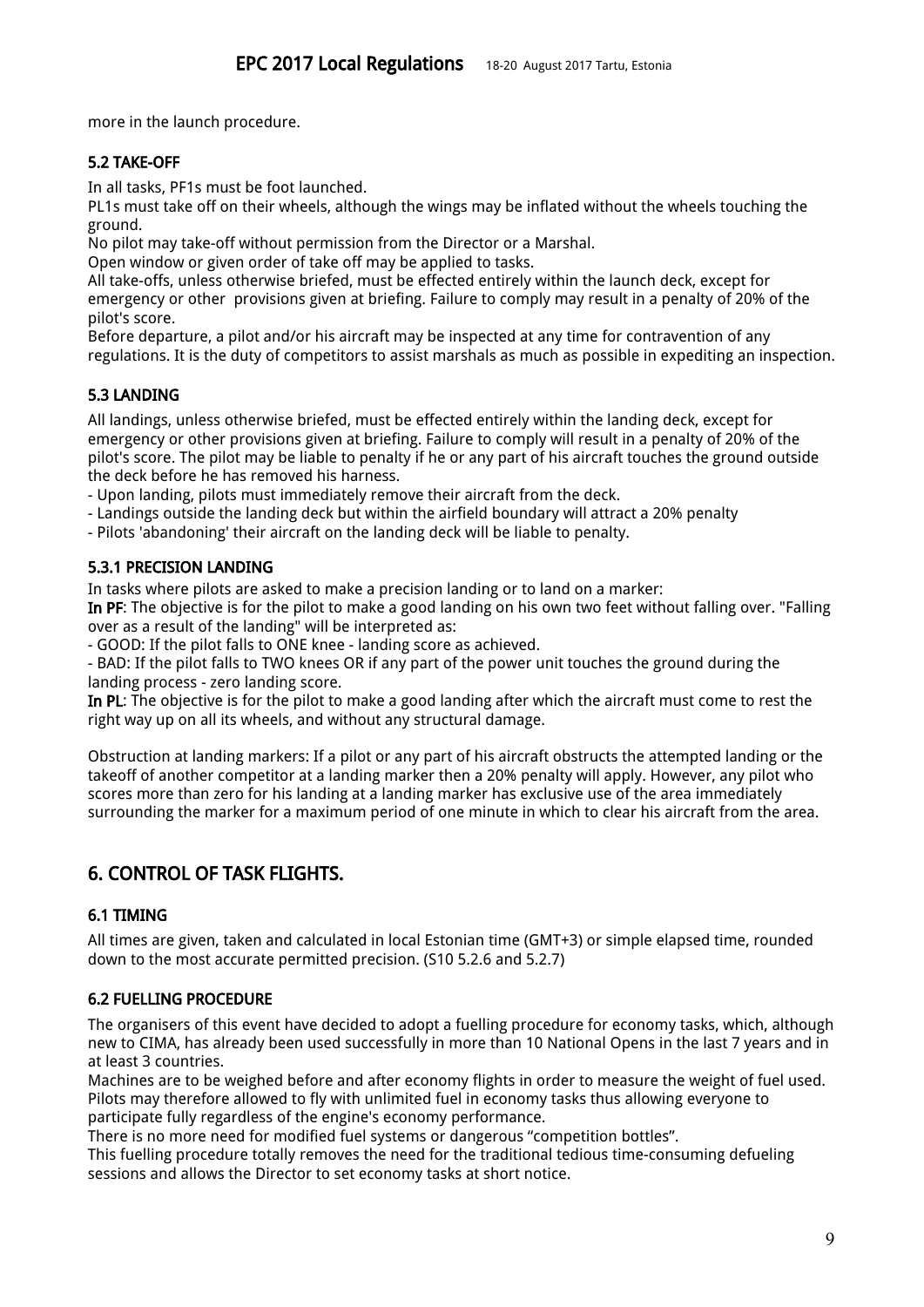more in the launch procedure.

### 5.2 TAKE-OFF

In all tasks, PF1s must be foot launched.

PL1s must take off on their wheels, although the wings may be inflated without the wheels touching the ground.

No pilot may take-off without permission from the Director or a Marshal.

Open window or given order of take off may be applied to tasks.

All take-offs, unless otherwise briefed, must be effected entirely within the launch deck, except for emergency or other provisions given at briefing. Failure to comply may result in a penalty of 20% of the pilot's score.

Before departure, a pilot and/or his aircraft may be inspected at any time for contravention of any regulations. It is the duty of competitors to assist marshals as much as possible in expediting an inspection.

### 5.3 LANDING

All landings, unless otherwise briefed, must be effected entirely within the landing deck, except for emergency or other provisions given at briefing. Failure to comply will result in a penalty of 20% of the pilot's score. The pilot may be liable to penalty if he or any part of his aircraft touches the ground outside the deck before he has removed his harness.

- Upon landing, pilots must immediately remove their aircraft from the deck.
- Landings outside the landing deck but within the airfield boundary will attract a 20% penalty
- Pilots 'abandoning' their aircraft on the landing deck will be liable to penalty.

### 5.3.1 PRECISION LANDING

In tasks where pilots are asked to make a precision landing or to land on a marker:

**In PF**: The objective is for the pilot to make a good landing on his own two feet without falling over. "Falling over as a result of the landing" will be interpreted as:

- GOOD: If the pilot falls to ONE knee - landing score as achieved.
- BAD: If the pilot falls to TWO knees OR if any part of the power unit touches the ground during the landing process - zero landing score.

**In PL**: The objective is for the pilot to make a good landing after which the aircraft must come to rest the right way up on all its wheels, and without any structural damage.

Obstruction at landing markers: If a pilot or any part of his aircraft obstructs the attempted landing or the takeoff of another competitor at a landing marker then a 20% penalty will apply. However, any pilot who scores more than zero for his landing at a landing marker has exclusive use of the area immediately surrounding the marker for a maximum period of one minute in which to clear his aircraft from the area.

## 6. CONTROL OF TASK FLIGHTS.

### 6.1 TIMING

All times are given, taken and calculated in local Estonian time (GMT+3) or simple elapsed time, rounded down to the most accurate permitted precision. (S10 5.2.6 and 5.2.7)

### 6.2 FUELLING PROCEDURE

The organisers of this event have decided to adopt a fuelling procedure for economy tasks, which, although new to CIMA, has already been used successfully in more than 10 National Opens in the last 7 years and in at least 3 countries.

Machines are to be weighed before and after economy flights in order to measure the weight of fuel used. Pilots may therefore allowed to fly with unlimited fuel in economy tasks thus allowing everyone to participate fully regardless of the engine's economy performance.

There is no more need for modified fuel systems or dangerous “competition bottles”.

This fuelling procedure totally removes the need for the traditional tedious time-consuming defueling sessions and allows the Director to set economy tasks at short notice.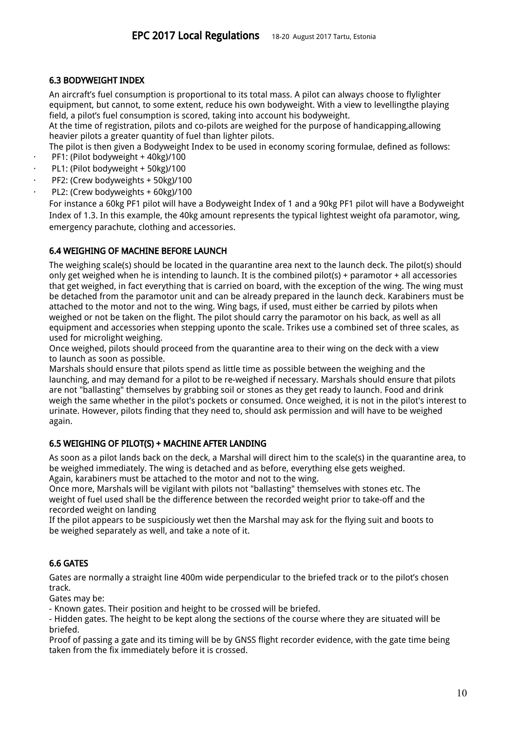### 6.3 BODYWEIGHT INDEX

An aircraft's fuel consumption is proportional to its total mass. A pilot can always choose to flylighter equipment, but cannot, to some extent, reduce his own bodyweight. With a view to levellingthe playing field, a pilot's fuel consumption is scored, taking into account his bodyweight.
At the time of registration, pilots and co-pilots are weighed for the purpose of handicapping,allowing heavier pilots a greater quantity of fuel than lighter pilots.
The pilot is then given a Bodyweight Index to be used in economy scoring formulae, defined as follows:

- PF1: (Pilot bodyweight + 40kg)/100
- PL1: (Pilot bodyweight + 50kg)/100
- PF2: (Crew bodyweights + 50kg)/100
- PL2: (Crew bodyweights + 60kg)/100

For instance a 60kg PF1 pilot will have a Bodyweight Index of 1 and a 90kg PF1 pilot will have a Bodyweight Index of 1.3. In this example, the 40kg amount represents the typical lightest weight ofa paramotor, wing, emergency parachute, clothing and accessories.

### 6.4 WEIGHING OF MACHINE BEFORE LAUNCH

The weighing scale(s) should be located in the quarantine area next to the launch deck. The pilot(s) should only get weighed when he is intending to launch. It is the combined pilot(s) + paramotor + all accessories that get weighed, in fact everything that is carried on board, with the exception of the wing. The wing must be detached from the paramotor unit and can be already prepared in the launch deck. Karabiners must be attached to the motor and not to the wing. Wing bags, if used, must either be carried by pilots when weighed or not be taken on the flight. The pilot should carry the paramotor on his back, as well as all equipment and accessories when stepping uponto the scale. Trikes use a combined set of three scales, as used for microlight weighing.
Once weighed, pilots should proceed from the quarantine area to their wing on the deck with a view to launch as soon as possible.
Marshals should ensure that pilots spend as little time as possible between the weighing and the launching, and may demand for a pilot to be re-weighed if necessary. Marshals should ensure that pilots are not "ballasting" themselves by grabbing soil or stones as they get ready to launch. Food and drink weigh the same whether in the pilot's pockets or consumed. Once weighed, it is not in the pilot's interest to urinate. However, pilots finding that they need to, should ask permission and will have to be weighed again.

### 6.5 WEIGHING OF PILOT(S) + MACHINE AFTER LANDING

As soon as a pilot lands back on the deck, a Marshal will direct him to the scale(s) in the quarantine area, to be weighed immediately. The wing is detached and as before, everything else gets weighed.
Again, karabiners must be attached to the motor and not to the wing.
Once more, Marshals will be vigilant with pilots not "ballasting" themselves with stones etc. The weight of fuel used shall be the difference between the recorded weight prior to take-off and the recorded weight on landing
If the pilot appears to be suspiciously wet then the Marshal may ask for the flying suit and boots to be weighed separately as well, and take a note of it.

### 6.6 GATES

Gates are normally a straight line 400m wide perpendicular to the briefed track or to the pilot's chosen track.
Gates may be:
- Known gates. Their position and height to be crossed will be briefed.
- Hidden gates. The height to be kept along the sections of the course where they are situated will be briefed.

Proof of passing a gate and its timing will be by GNSS flight recorder evidence, with the gate time being taken from the fix immediately before it is crossed.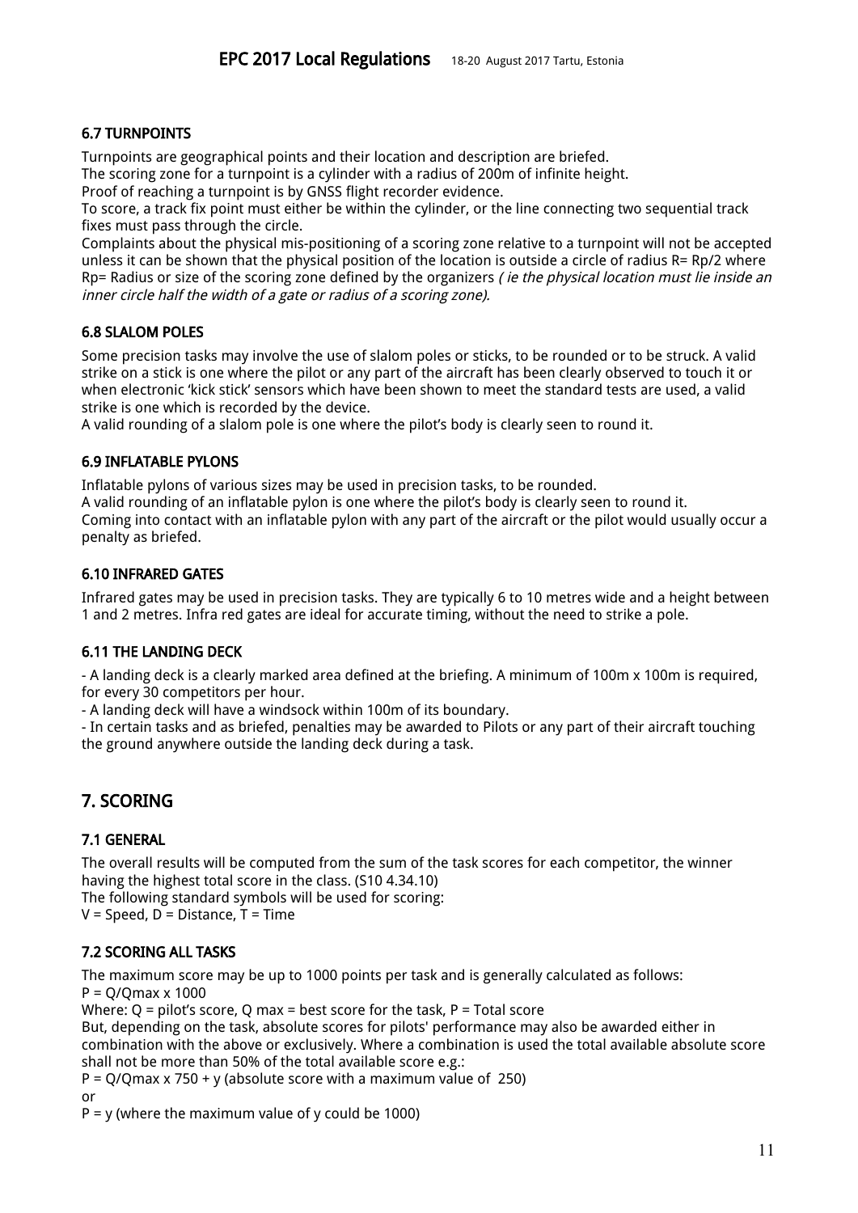### 6.7 TURNPOINTS

Turnpoints are geographical points and their location and description are briefed.
The scoring zone for a turnpoint is a cylinder with a radius of 200m of infinite height.
Proof of reaching a turnpoint is by GNSS flight recorder evidence.
To score, a track fix point must either be within the cylinder, or the line connecting two sequential track fixes must pass through the circle.
Complaints about the physical mis-positioning of a scoring zone relative to a turnpoint will not be accepted unless it can be shown that the physical position of the location is outside a circle of radius R= Rp/2 where Rp= Radius or size of the scoring zone defined by the organizers *( ie the physical location must lie inside an inner circle half the width of a gate or radius of a scoring zone).*

### 6.8 SLALOM POLES

Some precision tasks may involve the use of slalom poles or sticks, to be rounded or to be struck. A valid strike on a stick is one where the pilot or any part of the aircraft has been clearly observed to touch it or when electronic 'kick stick' sensors which have been shown to meet the standard tests are used, a valid strike is one which is recorded by the device.
A valid rounding of a slalom pole is one where the pilot's body is clearly seen to round it.

### 6.9 INFLATABLE PYLONS

Inflatable pylons of various sizes may be used in precision tasks, to be rounded.
A valid rounding of an inflatable pylon is one where the pilot's body is clearly seen to round it.
Coming into contact with an inflatable pylon with any part of the aircraft or the pilot would usually occur a penalty as briefed.

### 6.10 INFRARED GATES

Infrared gates may be used in precision tasks. They are typically 6 to 10 metres wide and a height between 1 and 2 metres. Infra red gates are ideal for accurate timing, without the need to strike a pole.

### 6.11 THE LANDING DECK

- A landing deck is a clearly marked area defined at the briefing. A minimum of 100m x 100m is required, for every 30 competitors per hour.
- A landing deck will have a windsock within 100m of its boundary.
- In certain tasks and as briefed, penalties may be awarded to Pilots or any part of their aircraft touching the ground anywhere outside the landing deck during a task.

## 7. SCORING

### 7.1 GENERAL

The overall results will be computed from the sum of the task scores for each competitor, the winner having the highest total score in the class. (S10 4.34.10)
The following standard symbols will be used for scoring:
V = Speed, D = Distance, T = Time

### 7.2 SCORING ALL TASKS

The maximum score may be up to 1000 points per task and is generally calculated as follows:
$P = Q/Q_{max} \times 1000$
Where: Q = pilot's score, Q max = best score for the task, P = Total score
But, depending on the task, absolute scores for pilots' performance may also be awarded either in combination with the above or exclusively. Where a combination is used the total available absolute score shall not be more than 50% of the total available score e.g.:
$P = Q/Q_{max} \times 750 + y$ (absolute score with a maximum value of 250)
or
$P = y$ (where the maximum value of y could be 1000)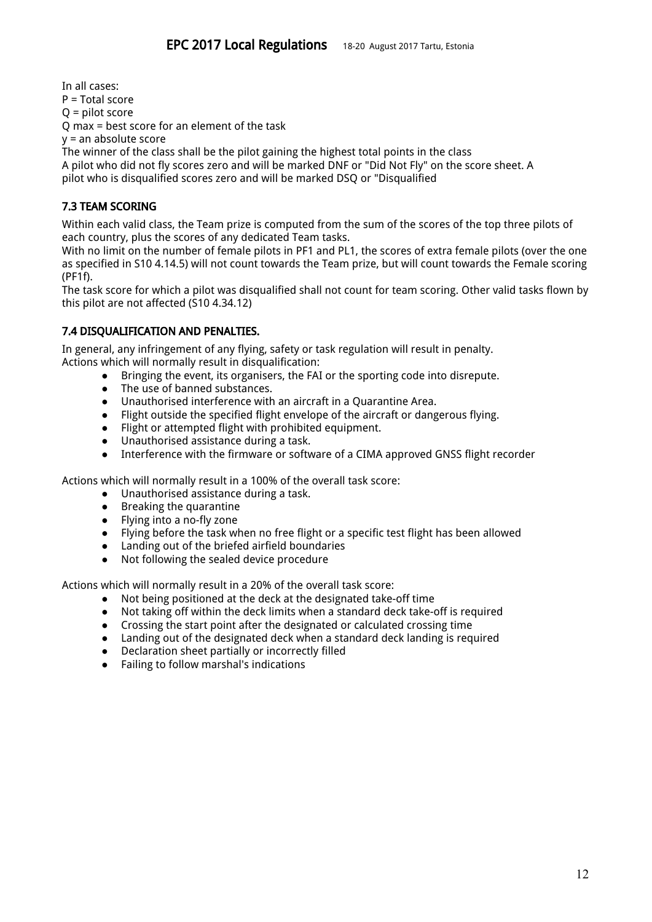In all cases:
P = Total score
Q = pilot score
Q max = best score for an element of the task
y = an absolute score
The winner of the class shall be the pilot gaining the highest total points in the class
A pilot who did not fly scores zero and will be marked DNF or "Did Not Fly" on the score sheet. A pilot who is disqualified scores zero and will be marked DSQ or "Disqualified

## 7.3 TEAM SCORING

Within each valid class, the Team prize is computed from the sum of the scores of the top three pilots of each country, plus the scores of any dedicated Team tasks.
With no limit on the number of female pilots in PF1 and PL1, the scores of extra female pilots (over the one as specified in S10 4.14.5) will not count towards the Team prize, but will count towards the Female scoring (PF1f).
The task score for which a pilot was disqualified shall not count for team scoring. Other valid tasks flown by this pilot are not affected (S10 4.34.12)

## 7.4 DISQUALIFICATION AND PENALTIES.

In general, any infringement of any flying, safety or task regulation will result in penalty.
Actions which will normally result in disqualification:

- Bringing the event, its organisers, the FAI or the sporting code into disrepute.
- The use of banned substances.
- Unauthorised interference with an aircraft in a Quarantine Area.
- Flight outside the specified flight envelope of the aircraft or dangerous flying.
- Flight or attempted flight with prohibited equipment.
- Unauthorised assistance during a task.
- Interference with the firmware or software of a CIMA approved GNSS flight recorder

Actions which will normally result in a 100% of the overall task score:

- Unauthorised assistance during a task.
- Breaking the quarantine
- Flying into a no-fly zone
- Flying before the task when no free flight or a specific test flight has been allowed
- Landing out of the briefed airfield boundaries
- Not following the sealed device procedure

Actions which will normally result in a 20% of the overall task score:

- Not being positioned at the deck at the designated take-off time
- Not taking off within the deck limits when a standard deck take-off is required
- Crossing the start point after the designated or calculated crossing time
- Landing out of the designated deck when a standard deck landing is required
- Declaration sheet partially or incorrectly filled
- Failing to follow marshal's indications